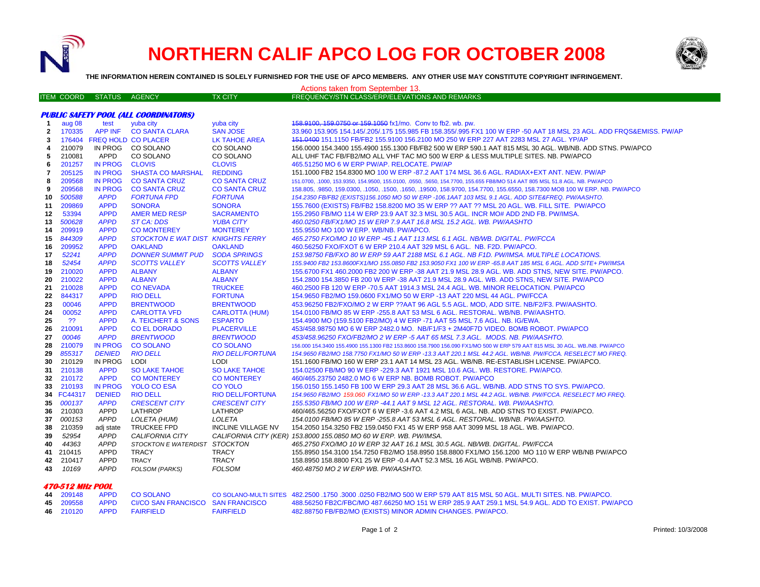# NORTHERN CALIF APCO LOG FOR OCTOBER 2008

**THE INFORMATION HEREIN CONTAINED IS SOLELY FURNISHED FOR THE USE OF APCO MEMBERS. ANY OTHER USE MAY CONSTITUTE COPYRIGHT INFRINGEMENT.**

Actions taken from September 13.

| ITEM | COORD | STATUS | AGENCY | TX CITY | FREQUENCY/STN CLASS/ERP/ELEVATIONS AND REMARKS |
|---|---|---|---|---|---|
| | | | ***PUBLIC SAFETY POOL (ALL COORDINATORS)*** | | |
| 1 | aug 08 | test | yuba city | yuba city | ~~158.9100, 159.0750 or 159.1050~~ fx1/mo. Conv to fb2. wb. pw. |
| 2 | 170335 | APP INF | CO SANTA CLARA | SAN JOSE | 33.960 153.905 154.145/.205/.175 155.985 FB 158.355/.995 FX1 100 W ERP -50 AAT 18 MSL 23 AGL. ADD FRQS&EMISS. PW/AP |
| 3 | 176404 | FREQ HOLD | CO PLACER | LK TAHOE AREA | ~~151.0400~~ 151.1150 FB/FB2 155.9100 156.2100 MO 250 W ERP 227 AAT 2283 MSL 27 AGL. YP/AP |
| 4 | 210079 | IN PROG | CO SOLANO | CO SOLANO | 156.0000 154.3400 155.4900 155.1300 FB/FB2 500 W ERP 590.1 AAT 815 MSL 30 AGL. WB/NB. ADD STNS. PW/APCO |
| 5 | 210081 | APPD | CO SOLANO | CO SOLANO | ALL UHF TAC FB/FB2/MO ALL VHF TAC MO 500 W ERP & LESS MULTIPLE SITES. NB. PW/APCO |
| 6 | 201257 | IN PROG | CLOVIS | CLOVIS | 465.51250 MO 6 W ERP PW/AP. RELOCATE. PW/AP |
| 7 | 205125 | IN PROG | SHASTA CO MARSHAL | REDDING | 151.1000 FB2 154.8300 MO 100 W ERP -87.2 AAT 174 MSL 36.6 AGL. RADIAX+EXT ANT. NEW. PW/AP |
| 8 | 209568 | IN PROG | CO SANTA CRUZ | CO SANTA CRUZ | 151.0700, .1000, 153.9350, 154.9500, 155.0100, .0550, .5650, 154.7700, 155.655 FB8/MO 514 AAT 805 MSL 51.8 AGL. NB. PW/APCO |
| 9 | 209568 | IN PROG | CO SANTA CRUZ | CO SANTA CRUZ | 158.805, .9850, 159.0300, .1050, .1500, .1650, .19500, 158.9700, 154.7700, 155.6550, 158.7300 MO8 100 W ERP. NB. PW/APCO |
| 10 | *500588* | *APPD* | *FORTUNA FPD* | *FORTUNA* | *154.2350 FB/FB2 (EXISTS)156.1050 MO 50 W ERP -106.1AAT 103 MSL 9.1 AGL. ADD SITE&FREQ. PW/AASHTO.* |
| 11 | 209869 | APPD | SONORA | SONORA | 155.7600 (EXISTS) FB/FB2 158.8200 MO 35 W ERP ?? AAT ?? MSL 20 AGL. WB. FILL SITE. PW/APCO |
| 12 | 53394 | APPD | AMER MED RESP | SACRAMENTO | 155.2950 FB/MO 114 W ERP 23.9 AAT 32.3 MSL 30.5 AGL. INCR MO# ADD 2ND FB. PW/IMSA. |
| 13 | *500628* | *APPD* | *ST CA: DDS* | *YUBA CITY* | *460.0250 FB/FX1/MO 15 W ERP 7.9 AAT 16.8 MSL 15.2 AGL. WB. PW/AASHTO* |
| 14 | 209919 | APPD | CO MONTEREY | MONTEREY | 155.9550 MO 100 W ERP. WB/NB. PW/APCO. |
| 15 | *844309* | *APPD* | *STOCKTON E WAT DIST* | *KNIGHTS FERRY* | *465.2750 FXO/MO 10 W ERP -45.1 AAT 113 MSL 6.1 AGL. NB/WB. DIGITAL. PW/FCCA* |
| 16 | 209952 | APPD | OAKLAND | OAKLAND | 460.56250 FXO/FXOT 6 W ERP 210.4 AAT 329 MSL 6 AGL. NB. F2D. PW/APCO. |
| 17 | *52241* | *APPD* | *DONNER SUMMIT PUD* | *SODA SPRINGS* | *153.98750 FB/FXO 80 W ERP 59 AAT 2188 MSL 6.1 AGL. NB F1D. PW/IMSA. MULTIPLE LOCATIONS.* |
| 18 | *52454* | *APPD* | *SCOTTS VALLEY* | *SCOTTS VALLEY* | *155.9400 FB2 153.8600FX1/MO 155.0850 FB2 153.9050 FX1 100 W ERP -65.8 AAT 185 MSL 6 AGL. ADD SITE+ PW/IMSA* |
| 19 | 210020 | APPD | ALBANY | ALBANY | 155.6700 FX1 460.2000 FB2 200 W ERP -38 AAT 21.9 MSL 28.9 AGL. WB. ADD STNS, NEW SITE. PW/APCO. |
| 20 | 210022 | APPD | ALBANY | ALBANY | 154.2800 154.3850 FB 200 W ERP -38 AAT 21.9 MSL 28.9 AGL. WB. ADD STNS, NEW SITE. PW/APCO |
| 21 | 210028 | APPD | CO NEVADA | TRUCKEE | 460.2500 FB 120 W ERP -70.5 AAT 1914.3 MSL 24.4 AGL. WB. MINOR RELOCATION. PW/APCO |
| 22 | 844317 | APPD | RIO DELL | FORTUNA | 154.9650 FB2/MO 159.0600 FX1/MO 50 W ERP -13 AAT 220 MSL 44 AGL. PW/FCCA |
| 23 | 00046 | APPD | BRENTWOOD | BRENTWOOD | 453.96250 FB2/FXO/MO 2 W ERP ??AAT 96 AGL 5.5 AGL. MOD, ADD SITE. NB/F2/F3. PW/AASHTO. |
| 24 | 00052 | APPD | CARLOTTA VFD | CARLOTTA (HUM) | 154.0100 FB/MO 85 W ERP -255.8 AAT 53 MSL 6 AGL. RESTORAL. WB/NB. PW/AASHTO. |
| 25 | ?? | APPD | A. TEICHERT & SONS | ESPARTO | 154.4900 MO (159.5100 FB2/MO) 4 W ERP -71 AAT 55 MSL 7.6 AGL. NB. IG/EWA. |
| 26 | 210091 | APPD | CO EL DORADO | PLACERVILLE | 453/458.98750 MO 6 W ERP 2482.0 MO. NB/F1/F3 + 2M40F7D VIDEO. BOMB ROBOT. PW/APCO |
| 27 | *00046* | *APPD* | *BRENTWOOD* | *BRENTWOOD* | *453/458.96250 FXO/FB2/MO 2 W ERP -5 AAT 65 MSL 7.3 AGL. MODS. NB. PW/AASHTO.* |
| 28 | 210079 | IN PROG | CO SOLANO | CO SOLANO | 156.000 154.3400 155.4900 155.1300 FB2 153.8600 158.7900 156.090 FX1/MO 500 W ERP 579 AAT 815 MSL 30 AGL. WB./NB. PW/APCO |
| 29 | *855317* | *DENIED* | *RIO DELL* | *RIO DELL/FORTUNA* | *154.9650 FB2/MO 158.7750 FX1/MO 50 W ERP -13.3 AAT 220.1 MSL 44.2 AGL. WB/NB. PW/FCCA. RESELECT MO FREQ.* |
| 30 | 210129 | IN PROG | LODI | LODI | 151.1600 FB/MO 160 W ERP 23.1 AAT 14 MSL 23 AGL. WB/NB. RE-ESTABLISH LICENSE. PW/APCO. |
| 31 | 210138 | APPD | SO LAKE TAHOE | SO LAKE TAHOE | 154.02500 FB/MO 90 W ERP -229.3 AAT 1921 MSL 10.6 AGL. WB. RESTORE. PW/APCO. |
| 32 | 210172 | APPD | CO MONTEREY | CO MONTEREY | 460/465.23750 2482.0 MO 6 W ERP NB. BOMB ROBOT. PW/APCO |
| 33 | 210193 | IN PROG | YOLO CO ESA | CO YOLO | 156.0150 155.1450 FB 100 W ERP 29.3 AAT 28 MSL 36.6 AGL. WB/NB. ADD STNS TO SYS. PW/APCO. |
| 34 | FC44317 | DENIED | RIO DELL | RIO DELL/FORTUNA | *154.9650 FB2/MO 159.060 FX1/MO 50 W ERP -13.3 AAT 220.1 MSL 44.2 AGL. WB/NB. PW/FCCA. RESELECT MO FREQ.* |
| 35 | *000137* | *APPD* | *CRESCENT CITY* | *CRESCENT CITY* | *155.5350 FB/MO 100 W ERP -44.1 AAT 9 MSL 12 AGL. RESTORAL. WB. PW/AASHTO.* |
| 36 | 210303 | APPD | LATHROP | LATHROP | 460/465.56250 FXO/FXOT 6 W ERP -3.6 AAT 4.2 MSL 6 AGL. NB. ADD STNS TO EXIST. PW/APCO. |
| 37 | *000153* | *APPD* | *LOLETA (HUM)* | *LOLETA* | *154.0100 FB/MO 85 W ERP -255.8 AAT 53 MSL 6 AGL. RESTORAL. WB/NB. PW/AASHTO.* |
| 38 | 210359 | adj state | TRUCKEE FPD | INCLINE VILLAGE NV | 154.2050 154.3250 FB2 159.0450 FX1 45 W ERP 958 AAT 3099 MSL 18 AGL. WB. PW/APCO. |
| 39 | *52954* | *APPD* | *CALIFORNIA CITY* | *CALIFORNIA CITY (KER)* | *153.8000 155.0850 MO 60 W ERP. WB. PW/IMSA.* |
| 40 | *44363* | *APPD* | *STOCKTON E WATERDIST* | *STOCKTON* | *465.2750 FXO/MO 10 W ERP 32 AAT 16.1 MSL 30.5 AGL. NB/WB. DIGITAL. PW/FCCA* |
| 41 | 210415 | APPD | TRACY | TRACY | 155.8950 154.3100 154.7250 FB2/MO 158.8950 158.8800 FX1/MO 156.1200 MO 110 W ERP WB/NB PW/APCO |
| 42 | 210417 | APPD | TRACY | TRACY | 158.8950 158.8800 FX1 25 W ERP -0.4 AAT 52.3 MSL 16 AGL WB/NB. PW/APCO. |
| 43 | *10169* | *APPD* | *FOLSOM (PARKS)* | *FOLSOM* | *460.48750 MO 2 W ERP WB. PW/AASHTO.* |
| | | | ***470-512 MHz POOL*** | | |
| 44 | 209148 | APPD | CO SOLANO | CO SOLANO-MULTI SITES | 482.2500 .1750 .3000 .0250 FB2/MO 500 W ERP 579 AAT 815 MSL 50 AGL. MULTI SITES. NB. PW/APCO. |
| 45 | 209558 | APPD | CI/CO SAN FRANCISCO | SAN FRANCISCO | 488.56250 FB2C/FBC/MO 487.66250 MO 151 W ERP 285.9 AAT 259.1 MSL 54.9 AGL. ADD TO EXIST. PW/APCO |
| 46 | 210120 | APPD | FAIRFIELD | FAIRFIELD | 482.88750 FB/FB2/MO (EXISTS) MINOR ADMIN CHANGES. PW/APCO. |

Printed: 10/3/2008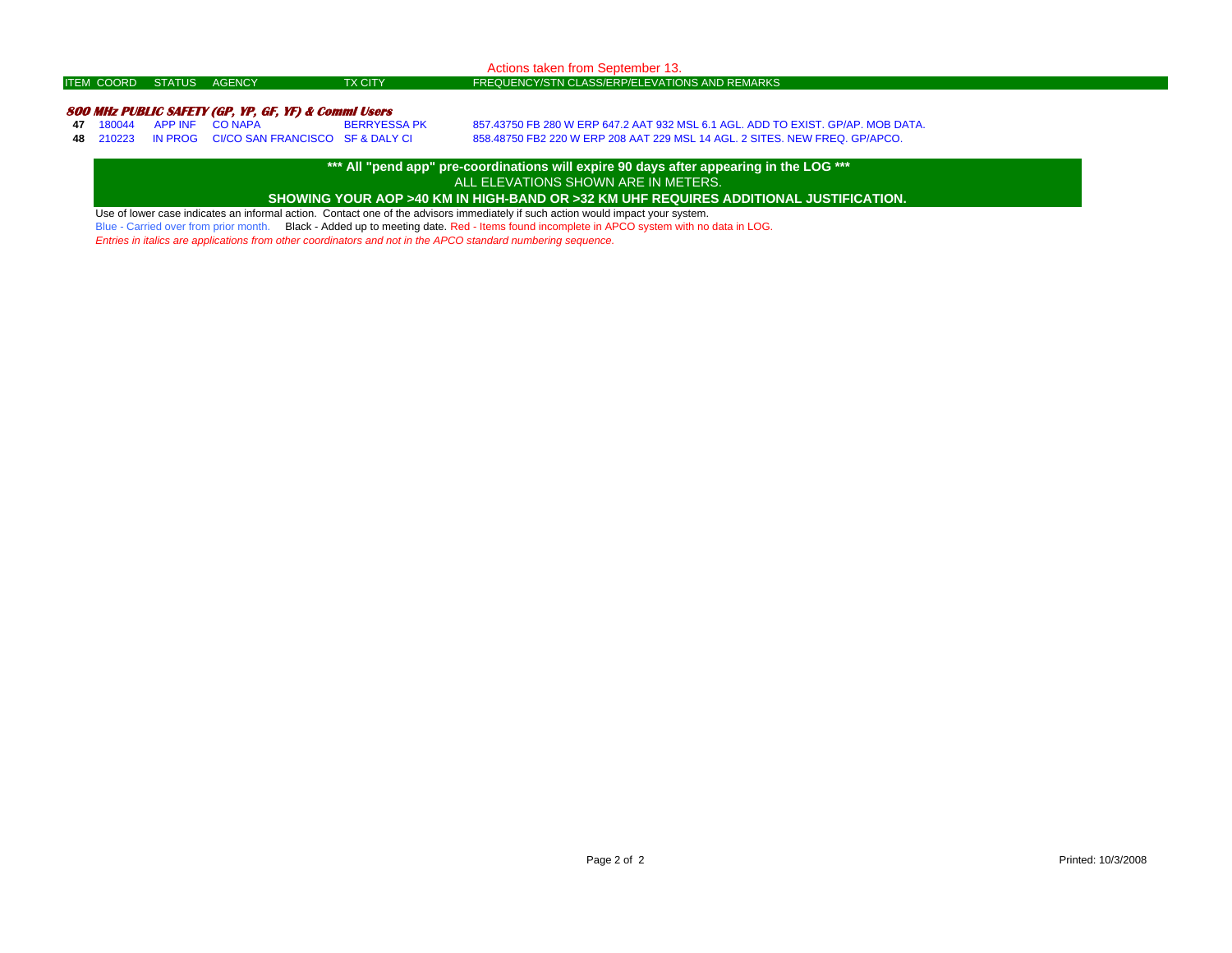Actions taken from September 13.

| ITEM | COORD | STATUS | AGENCY | TX CITY | FREQUENCY/STN CLASS/ERP/ELEVATIONS AND REMARKS |
|---|---|---|---|---|---|
| ***800 MHz PUBLIC SAFETY (GP, YP, GF, YF) & Comml Users*** | | | | | |
| **47** | 180044 | APP INF | CO NAPA | BERRYESSA PK | 857.43750 FB 280 W ERP 647.2 AAT 932 MSL 6.1 AGL. ADD TO EXIST. GP/AP. MOB DATA. |
| **48** | 210223 | IN PROG | CI/CO SAN FRANCISCO | SF & DALY CI | 858.48750 FB2 220 W ERP 208 AAT 229 MSL 14 AGL. 2 SITES. NEW FREQ. GP/APCO. |

**\*\*\* All "pend app" pre-coordinations will expire 90 days after appearing in the LOG \*\*\***

ALL ELEVATIONS SHOWN ARE IN METERS.

**SHOWING YOUR AOP >40 KM IN HIGH-BAND OR >32 KM UHF REQUIRES ADDITIONAL JUSTIFICATION.**

Use of lower case indicates an informal action. Contact one of the advisors immediately if such action would impact your system.

Blue - Carried over from prior month. Black - Added up to meeting date. Red - Items found incomplete in APCO system with no data in LOG.

*Entries in italics are applications from other coordinators and not in the APCO standard numbering sequence.*

Printed: 10/3/2008